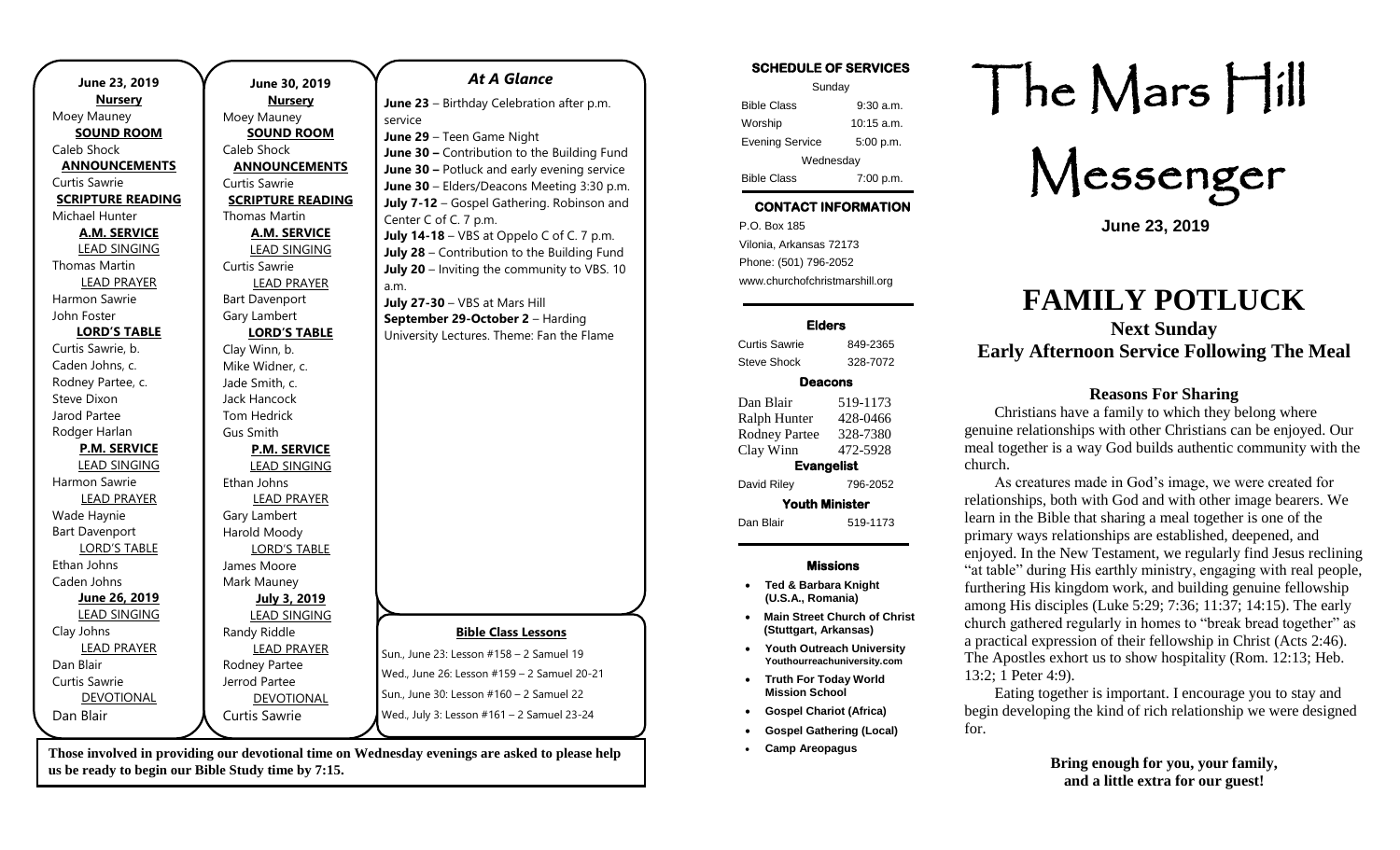**June 23, 2019**

**Nursery**

Moey Mauney

**SOUND ROOM**

Caleb Shock

**ANNOUNCEMENTS**

Curtis Sawrie

**SCRIPTURE READING**

Michael Hunter

**A.M. SERVICE**

LEAD SINGING

Thomas Martin

LEAD PRAYER

Harmon Sawrie

John Foster

**LORD'S TABLE**

Curtis Sawrie, b.

Caden Johns, c.

Rodney Partee, c.

Steve Dixon

Jarod Partee

Rodger Harlan

**P.M. SERVICE**

LEAD SINGING

Harmon Sawrie

LEAD PRAYER

Wade Haynie

Bart Davenport

LORD'S TABLE

Ethan Johns

Caden Johns

**June 26, 2019**

LEAD SINGING

Clay Johns

LEAD PRAYER

Dan Blair

Curtis Sawrie

DEVOTIONAL

Dan Blair

**June 30, 2019**

**Nursery**

Moey Mauney

**SOUND ROOM**

Caleb Shock

**ANNOUNCEMENTS**

Curtis Sawrie

**SCRIPTURE READING**

Thomas Martin

**A.M. SERVICE**

LEAD SINGING

Curtis Sawrie

LEAD PRAYER

Bart Davenport

Gary Lambert

**LORD'S TABLE**

Clay Winn, b.

Mike Widner, c.

Jade Smith, c.

Jack Hancock

Tom Hedrick

Gus Smith

**P.M. SERVICE**

LEAD SINGING

Ethan Johns

LEAD PRAYER

Gary Lambert

Harold Moody

LORD'S TABLE

James Moore

Mark Mauney

**July 3, 2019**

LEAD SINGING

Randy Riddle

LEAD PRAYER

Rodney Partee

Jerrod Partee

DEVOTIONAL

Curtis Sawrie

## *At A Glance*

**June 23** – Birthday Celebration after p.m. service
**June 29** – Teen Game Night
**June 30 –** Contribution to the Building Fund
**June 30 –** Potluck and early evening service
**June 30** – Elders/Deacons Meeting 3:30 p.m.
**July 7-12** – Gospel Gathering. Robinson and Center C of C. 7 p.m.
**July 14-18** – VBS at Oppelo C of C. 7 p.m.
**July 28** – Contribution to the Building Fund
**July 20** – Inviting the community to VBS. 10 a.m.
**July 27-30** – VBS at Mars Hill
**September 29-October 2** – Harding University Lectures. Theme: Fan the Flame

**Bible Class Lessons**

Sun., June 23: Lesson #158 – 2 Samuel 19
Wed., June 26: Lesson #159 – 2 Samuel 20-21
Sun., June 30: Lesson #160 – 2 Samuel 22
Wed., July 3: Lesson #161 – 2 Samuel 23-24

**Those involved in providing our devotional time on Wednesday evenings are asked to please help us be ready to begin our Bible Study time by 7:15.**

**SCHEDULE OF SERVICES**

| Sunday | |
|---|---|
| Bible Class | 9:30 a.m. |
| Worship | 10:15 a.m. |
| Evening Service | 5:00 p.m. |
| Wednesday | |
| Bible Class | 7:00 p.m. |

**CONTACT INFORMATION**

P.O. Box 185
Vilonia, Arkansas 72173
Phone: (501) 796-2052
www.churchofchristmarshill.org

**Elders**

| | |
|---|---|
| Curtis Sawrie | 849-2365 |
| Steve Shock | 328-7072 |

**Deacons**

| | |
|---|---|
| Dan Blair | 519-1173 |
| Ralph Hunter | 428-0466 |
| Rodney Partee | 328-7380 |
| Clay Winn | 472-5928 |

**Evangelist**

| | |
|---|---|
| David Riley | 796-2052 |

**Youth Minister**

| | |
|---|---|
| Dan Blair | 519-1173 |

**Missions**

- **Ted & Barbara Knight (U.S.A., Romania)**
- **Main Street Church of Christ (Stuttgart, Arkansas)**
- **Youth Outreach University Youthourreachuniversity.com**
- **Truth For Today World Mission School**
- **Gospel Chariot (Africa)**
- **Gospel Gathering (Local)**
- **Camp Areopagus**

# The Mars Hill Messenger

**June 23, 2019**

# FAMILY POTLUCK

## Next Sunday
## Early Afternoon Service Following The Meal

### Reasons For Sharing

Christians have a family to which they belong where genuine relationships with other Christians can be enjoyed. Our meal together is a way God builds authentic community with the church.

As creatures made in God's image, we were created for relationships, both with God and with other image bearers. We learn in the Bible that sharing a meal together is one of the primary ways relationships are established, deepened, and enjoyed. In the New Testament, we regularly find Jesus reclining "at table" during His earthly ministry, engaging with real people, furthering His kingdom work, and building genuine fellowship among His disciples (Luke 5:29; 7:36; 11:37; 14:15). The early church gathered regularly in homes to "break bread together" as a practical expression of their fellowship in Christ (Acts 2:46). The Apostles exhort us to show hospitality (Rom. 12:13; Heb. 13:2; 1 Peter 4:9).

Eating together is important. I encourage you to stay and begin developing the kind of rich relationship we were designed for.

**Bring enough for you, your family, and a little extra for our guest!**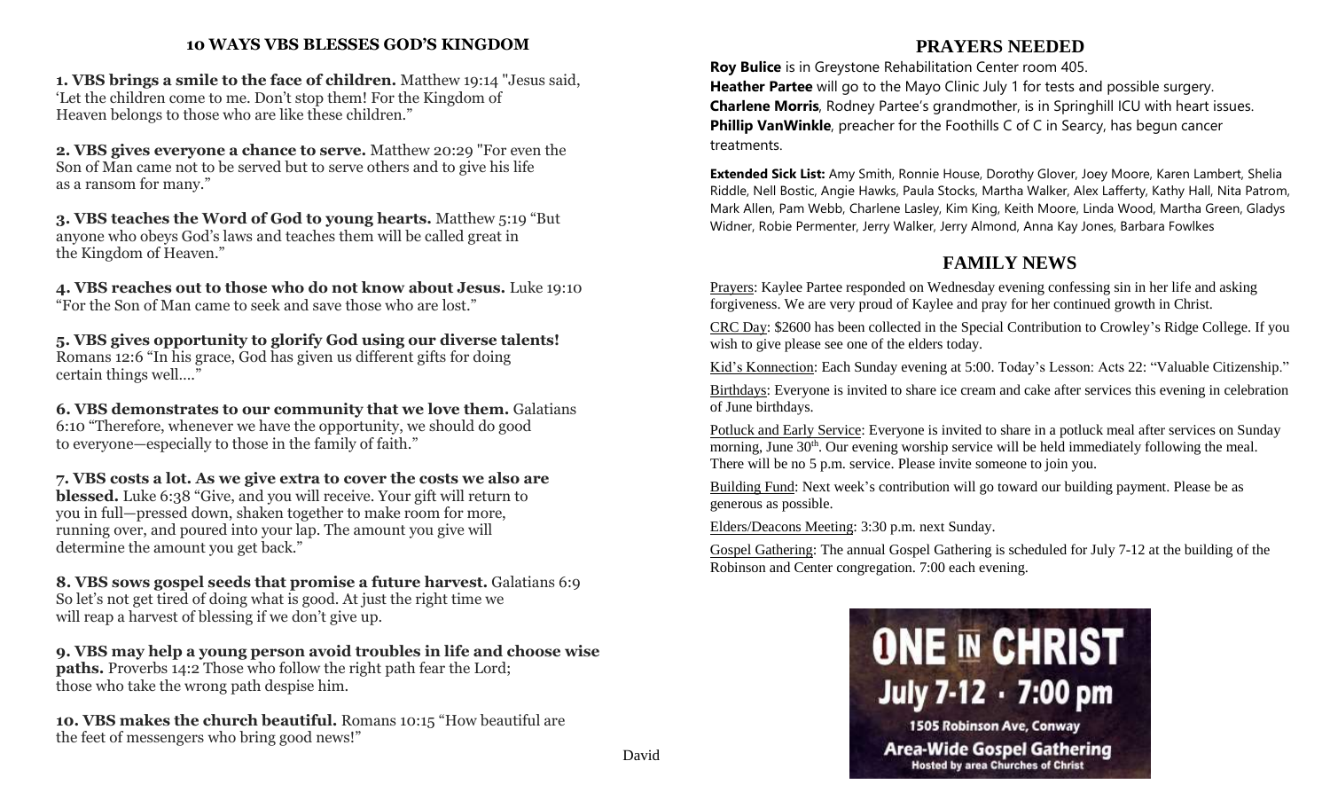## 10 WAYS VBS BLESSES GOD'S KINGDOM

**1. VBS brings a smile to the face of children.** Matthew 19:14 "Jesus said, 'Let the children come to me. Don't stop them! For the Kingdom of Heaven belongs to those who are like these children."

**2. VBS gives everyone a chance to serve.** Matthew 20:29 "For even the Son of Man came not to be served but to serve others and to give his life as a ransom for many."

**3. VBS teaches the Word of God to young hearts.** Matthew 5:19 "But anyone who obeys God's laws and teaches them will be called great in the Kingdom of Heaven."

**4. VBS reaches out to those who do not know about Jesus.** Luke 19:10 "For the Son of Man came to seek and save those who are lost."

**5. VBS gives opportunity to glorify God using our diverse talents!** Romans 12:6 "In his grace, God has given us different gifts for doing certain things well...."

**6. VBS demonstrates to our community that we love them.** Galatians 6:10 "Therefore, whenever we have the opportunity, we should do good to everyone—especially to those in the family of faith."

**7. VBS costs a lot. As we give extra to cover the costs we also are blessed.** Luke 6:38 "Give, and you will receive. Your gift will return to you in full—pressed down, shaken together to make room for more, running over, and poured into your lap. The amount you give will determine the amount you get back."

**8. VBS sows gospel seeds that promise a future harvest.** Galatians 6:9 So let's not get tired of doing what is good. At just the right time we will reap a harvest of blessing if we don't give up.

**9. VBS may help a young person avoid troubles in life and choose wise paths.** Proverbs 14:2 Those who follow the right path fear the Lord; those who take the wrong path despise him.

**10. VBS makes the church beautiful.** Romans 10:15 "How beautiful are the feet of messengers who bring good news!"

David

## PRAYERS NEEDED

**Roy Bulice** is in Greystone Rehabilitation Center room 405.
**Heather Partee** will go to the Mayo Clinic July 1 for tests and possible surgery.
**Charlene Morris**, Rodney Partee's grandmother, is in Springhill ICU with heart issues.
**Phillip VanWinkle**, preacher for the Foothills C of C in Searcy, has begun cancer treatments.

**Extended Sick List:** Amy Smith, Ronnie House, Dorothy Glover, Joey Moore, Karen Lambert, Shelia Riddle, Nell Bostic, Angie Hawks, Paula Stocks, Martha Walker, Alex Lafferty, Kathy Hall, Nita Patrom, Mark Allen, Pam Webb, Charlene Lasley, Kim King, Keith Moore, Linda Wood, Martha Green, Gladys Widner, Robie Permenter, Jerry Walker, Jerry Almond, Anna Kay Jones, Barbara Fowlkes

## FAMILY NEWS

Prayers: Kaylee Partee responded on Wednesday evening confessing sin in her life and asking forgiveness. We are very proud of Kaylee and pray for her continued growth in Christ.

CRC Day: $2600 has been collected in the Special Contribution to Crowley's Ridge College. If you wish to give please see one of the elders today.

Kid's Konnection: Each Sunday evening at 5:00. Today's Lesson: Acts 22: "Valuable Citizenship."

Birthdays: Everyone is invited to share ice cream and cake after services this evening in celebration of June birthdays.

Potluck and Early Service: Everyone is invited to share in a potluck meal after services on Sunday morning, June 30th. Our evening worship service will be held immediately following the meal. There will be no 5 p.m. service. Please invite someone to join you.

Building Fund: Next week's contribution will go toward our building payment. Please be as generous as possible.

Elders/Deacons Meeting: 3:30 p.m. next Sunday.

Gospel Gathering: The annual Gospel Gathering is scheduled for July 7-12 at the building of the Robinson and Center congregation. 7:00 each evening.

ONE IN CHRIST
July 7-12 · 7:00 pm
1505 Robinson Ave, Conway
Area-Wide Gospel Gathering
Hosted by area Churches of Christ